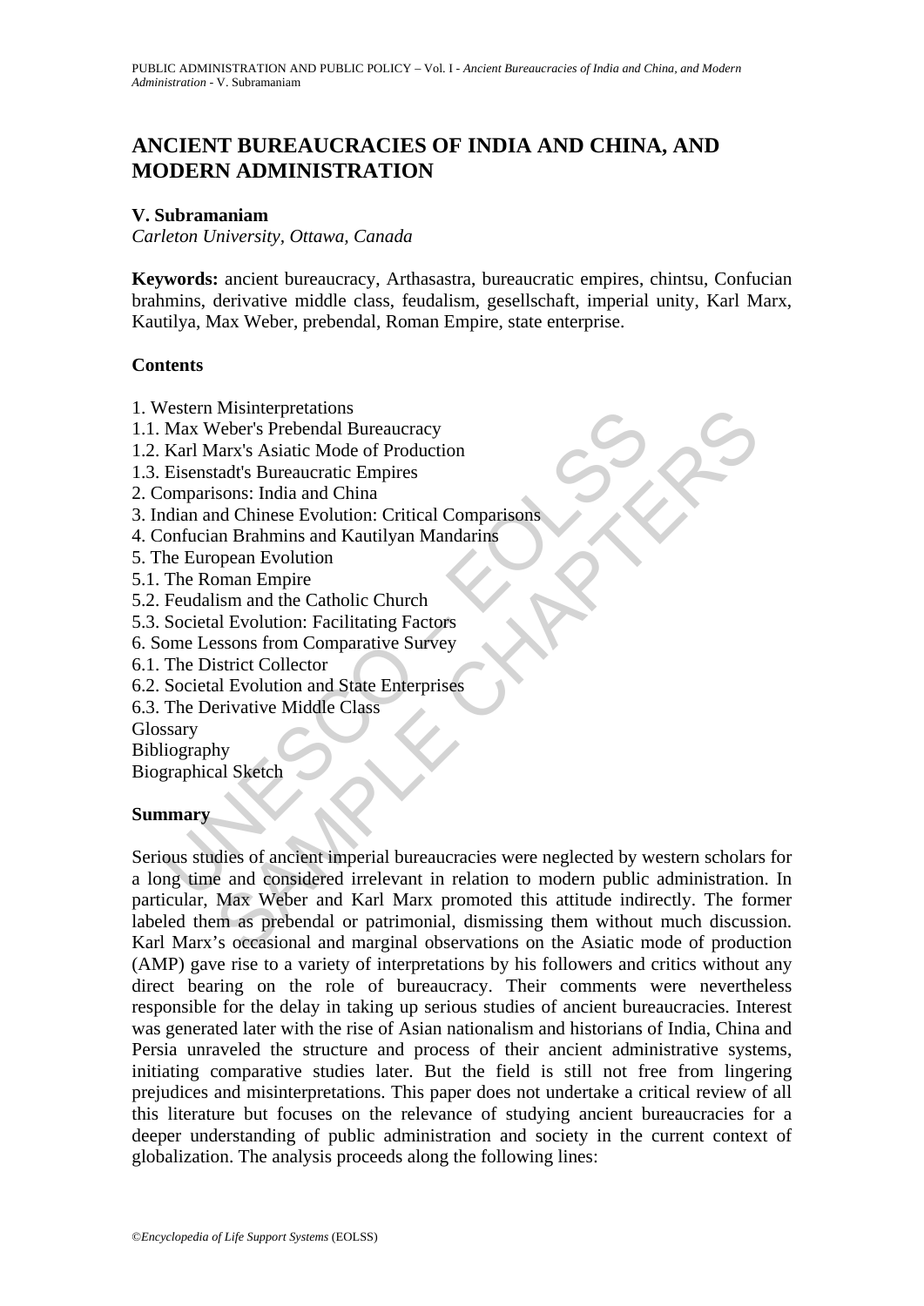# ANCIENT BUREAUCRACIES OF INDIA AND CHINA, AND MODERN ADMINISTRATION

**V. Subramaniam**

*Carleton University, Ottawa, Canada*

**Keywords:** ancient bureaucracy, Arthasastra, bureaucratic empires, chintsu, Confucian brahmins, derivative middle class, feudalism, gesellschaft, imperial unity, Karl Marx, Kautilya, Max Weber, prebendal, Roman Empire, state enterprise.

## Contents

1. Western Misinterpretations
1.1. Max Weber's Prebendal Bureaucracy
1.2. Karl Marx's Asiatic Mode of Production
1.3. Eisenstadt's Bureaucratic Empires
2. Comparisons: India and China
3. Indian and Chinese Evolution: Critical Comparisons
4. Confucian Brahmins and Kautilyan Mandarins
5. The European Evolution
5.1. The Roman Empire
5.2. Feudalism and the Catholic Church
5.3. Societal Evolution: Facilitating Factors
6. Some Lessons from Comparative Survey
6.1. The District Collector
6.2. Societal Evolution and State Enterprises
6.3. The Derivative Middle Class
Glossary
Bibliography
Biographical Sketch

## Summary

Serious studies of ancient imperial bureaucracies were neglected by western scholars for a long time and considered irrelevant in relation to modern public administration. In particular, Max Weber and Karl Marx promoted this attitude indirectly. The former labeled them as prebendal or patrimonial, dismissing them without much discussion. Karl Marx's occasional and marginal observations on the Asiatic mode of production (AMP) gave rise to a variety of interpretations by his followers and critics without any direct bearing on the role of bureaucracy. Their comments were nevertheless responsible for the delay in taking up serious studies of ancient bureaucracies. Interest was generated later with the rise of Asian nationalism and historians of India, China and Persia unraveled the structure and process of their ancient administrative systems, initiating comparative studies later. But the field is still not free from lingering prejudices and misinterpretations. This paper does not undertake a critical review of all this literature but focuses on the relevance of studying ancient bureaucracies for a deeper understanding of public administration and society in the current context of globalization. The analysis proceeds along the following lines: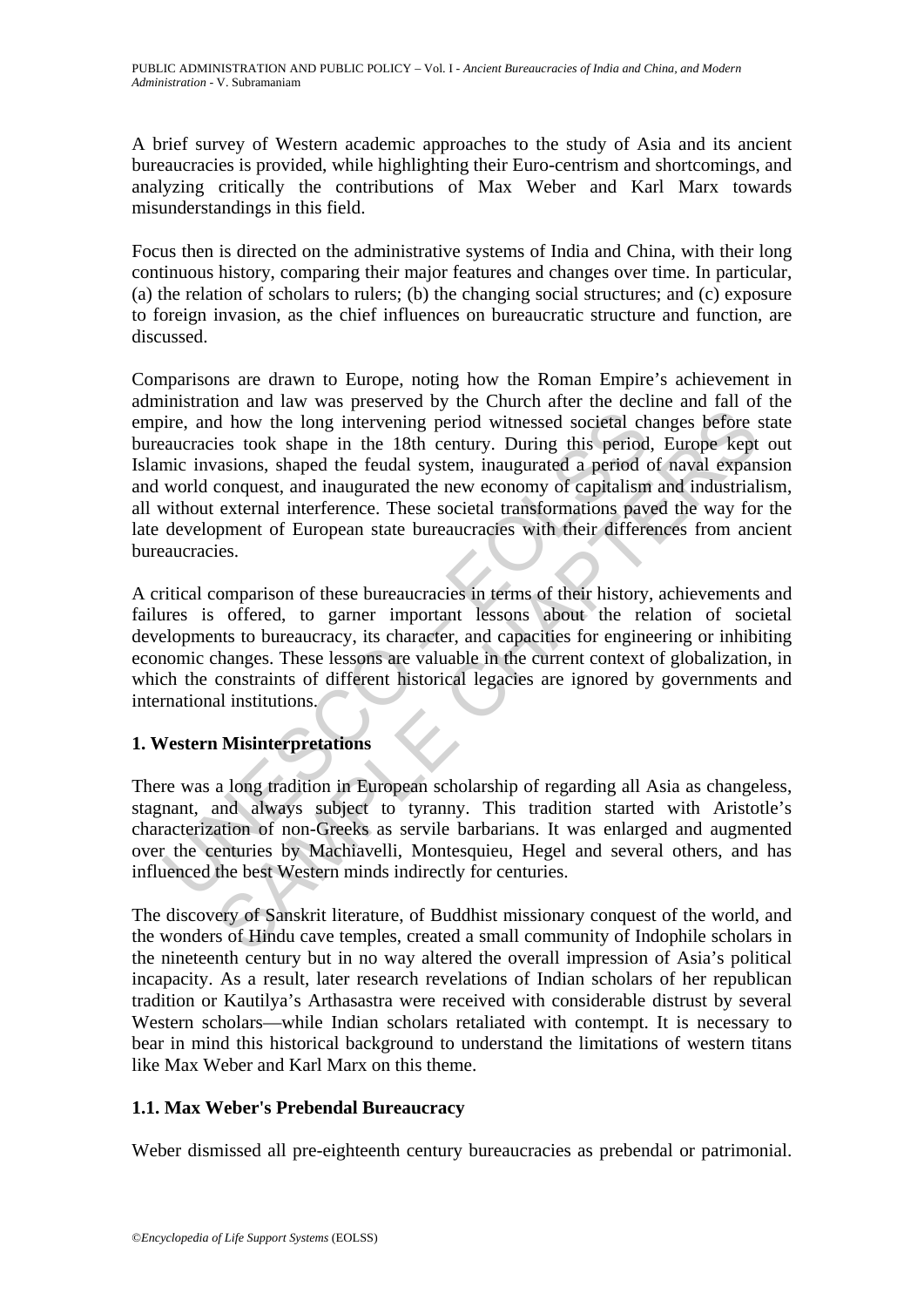A brief survey of Western academic approaches to the study of Asia and its ancient bureaucracies is provided, while highlighting their Euro-centrism and shortcomings, and analyzing critically the contributions of Max Weber and Karl Marx towards misunderstandings in this field.

Focus then is directed on the administrative systems of India and China, with their long continuous history, comparing their major features and changes over time. In particular, (a) the relation of scholars to rulers; (b) the changing social structures; and (c) exposure to foreign invasion, as the chief influences on bureaucratic structure and function, are discussed.

Comparisons are drawn to Europe, noting how the Roman Empire's achievement in administration and law was preserved by the Church after the decline and fall of the empire, and how the long intervening period witnessed societal changes before state bureaucracies took shape in the 18th century. During this period, Europe kept out Islamic invasions, shaped the feudal system, inaugurated a period of naval expansion and world conquest, and inaugurated the new economy of capitalism and industrialism, all without external interference. These societal transformations paved the way for the late development of European state bureaucracies with their differences from ancient bureaucracies.

A critical comparison of these bureaucracies in terms of their history, achievements and failures is offered, to garner important lessons about the relation of societal developments to bureaucracy, its character, and capacities for engineering or inhibiting economic changes. These lessons are valuable in the current context of globalization, in which the constraints of different historical legacies are ignored by governments and international institutions.

## 1. Western Misinterpretations

There was a long tradition in European scholarship of regarding all Asia as changeless, stagnant, and always subject to tyranny. This tradition started with Aristotle's characterization of non-Greeks as servile barbarians. It was enlarged and augmented over the centuries by Machiavelli, Montesquieu, Hegel and several others, and has influenced the best Western minds indirectly for centuries.

The discovery of Sanskrit literature, of Buddhist missionary conquest of the world, and the wonders of Hindu cave temples, created a small community of Indophile scholars in the nineteenth century but in no way altered the overall impression of Asia's political incapacity. As a result, later research revelations of Indian scholars of her republican tradition or Kautilya's Arthasastra were received with considerable distrust by several Western scholars—while Indian scholars retaliated with contempt. It is necessary to bear in mind this historical background to understand the limitations of western titans like Max Weber and Karl Marx on this theme.

### 1.1. Max Weber's Prebendal Bureaucracy

Weber dismissed all pre-eighteenth century bureaucracies as prebendal or patrimonial.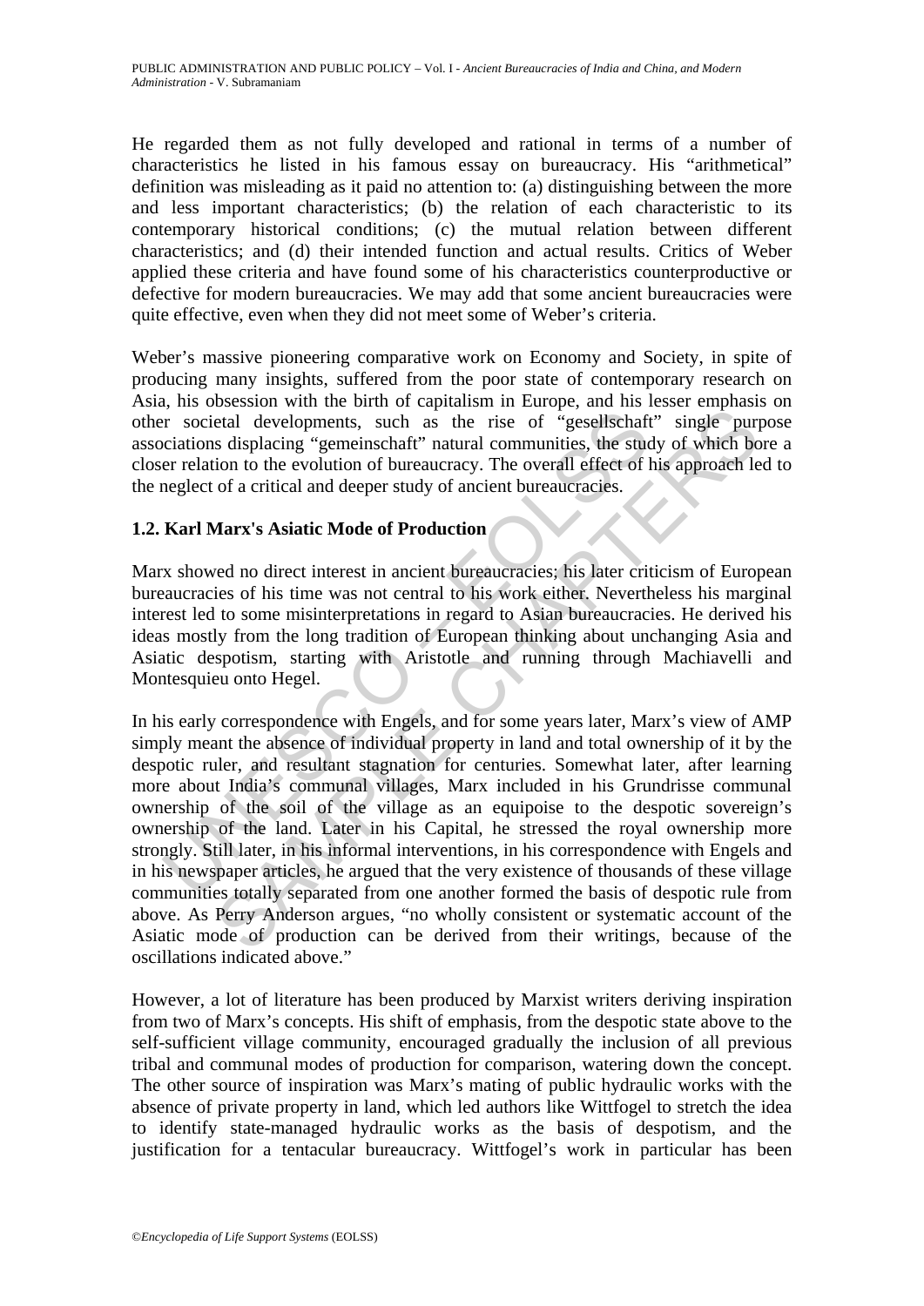He regarded them as not fully developed and rational in terms of a number of characteristics he listed in his famous essay on bureaucracy. His "arithmetical" definition was misleading as it paid no attention to: (a) distinguishing between the more and less important characteristics; (b) the relation of each characteristic to its contemporary historical conditions; (c) the mutual relation between different characteristics; and (d) their intended function and actual results. Critics of Weber applied these criteria and have found some of his characteristics counterproductive or defective for modern bureaucracies. We may add that some ancient bureaucracies were quite effective, even when they did not meet some of Weber's criteria.

Weber's massive pioneering comparative work on Economy and Society, in spite of producing many insights, suffered from the poor state of contemporary research on Asia, his obsession with the birth of capitalism in Europe, and his lesser emphasis on other societal developments, such as the rise of "gesellschaft" single purpose associations displacing "gemeinschaft" natural communities, the study of which bore a closer relation to the evolution of bureaucracy. The overall effect of his approach led to the neglect of a critical and deeper study of ancient bureaucracies.

## 1.2. Karl Marx's Asiatic Mode of Production

Marx showed no direct interest in ancient bureaucracies; his later criticism of European bureaucracies of his time was not central to his work either. Nevertheless his marginal interest led to some misinterpretations in regard to Asian bureaucracies. He derived his ideas mostly from the long tradition of European thinking about unchanging Asia and Asiatic despotism, starting with Aristotle and running through Machiavelli and Montesquieu onto Hegel.

In his early correspondence with Engels, and for some years later, Marx's view of AMP simply meant the absence of individual property in land and total ownership of it by the despotic ruler, and resultant stagnation for centuries. Somewhat later, after learning more about India's communal villages, Marx included in his Grundrisse communal ownership of the soil of the village as an equipoise to the despotic sovereign's ownership of the land. Later in his Capital, he stressed the royal ownership more strongly. Still later, in his informal interventions, in his correspondence with Engels and in his newspaper articles, he argued that the very existence of thousands of these village communities totally separated from one another formed the basis of despotic rule from above. As Perry Anderson argues, "no wholly consistent or systematic account of the Asiatic mode of production can be derived from their writings, because of the oscillations indicated above."

However, a lot of literature has been produced by Marxist writers deriving inspiration from two of Marx's concepts. His shift of emphasis, from the despotic state above to the self-sufficient village community, encouraged gradually the inclusion of all previous tribal and communal modes of production for comparison, watering down the concept. The other source of inspiration was Marx's mating of public hydraulic works with the absence of private property in land, which led authors like Wittfogel to stretch the idea to identify state-managed hydraulic works as the basis of despotism, and the justification for a tentacular bureaucracy. Wittfogel's work in particular has been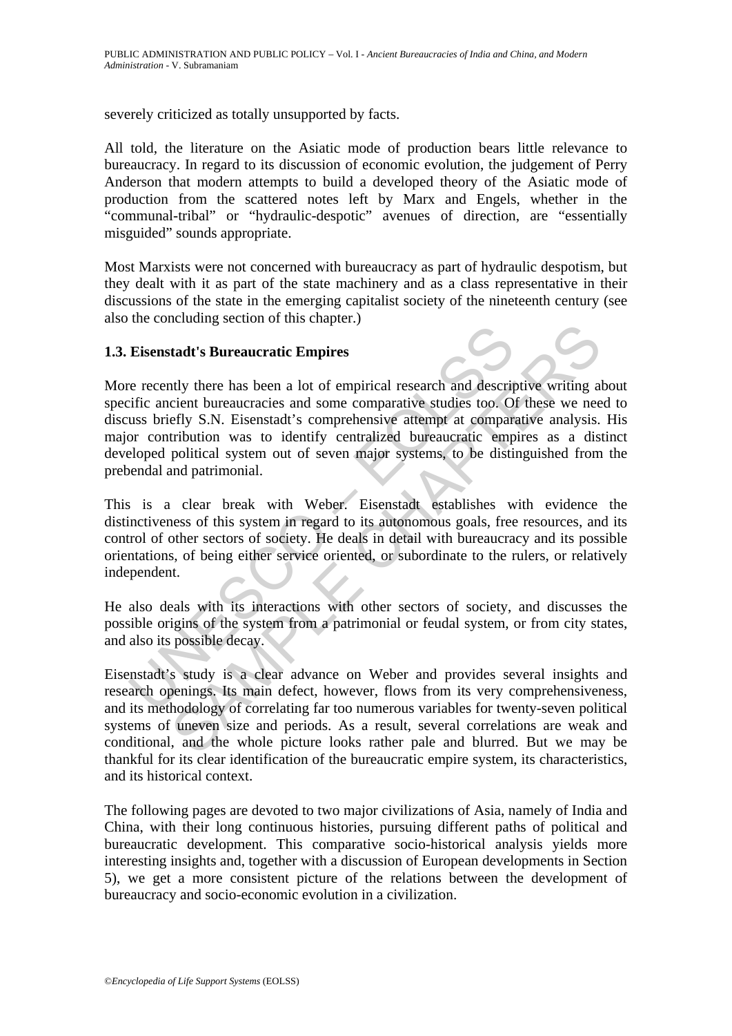severely criticized as totally unsupported by facts.

All told, the literature on the Asiatic mode of production bears little relevance to bureaucracy. In regard to its discussion of economic evolution, the judgement of Perry Anderson that modern attempts to build a developed theory of the Asiatic mode of production from the scattered notes left by Marx and Engels, whether in the "communal-tribal" or "hydraulic-despotic" avenues of direction, are "essentially misguided" sounds appropriate.

Most Marxists were not concerned with bureaucracy as part of hydraulic despotism, but they dealt with it as part of the state machinery and as a class representative in their discussions of the state in the emerging capitalist society of the nineteenth century (see also the concluding section of this chapter.)

### 1.3. Eisenstadt's Bureaucratic Empires

More recently there has been a lot of empirical research and descriptive writing about specific ancient bureaucracies and some comparative studies too. Of these we need to discuss briefly S.N. Eisenstadt's comprehensive attempt at comparative analysis. His major contribution was to identify centralized bureaucratic empires as a distinct developed political system out of seven major systems, to be distinguished from the prebendal and patrimonial.

This is a clear break with Weber. Eisenstadt establishes with evidence the distinctiveness of this system in regard to its autonomous goals, free resources, and its control of other sectors of society. He deals in detail with bureaucracy and its possible orientations, of being either service oriented, or subordinate to the rulers, or relatively independent.

He also deals with its interactions with other sectors of society, and discusses the possible origins of the system from a patrimonial or feudal system, or from city states, and also its possible decay.

Eisenstadt's study is a clear advance on Weber and provides several insights and research openings. Its main defect, however, flows from its very comprehensiveness, and its methodology of correlating far too numerous variables for twenty-seven political systems of uneven size and periods. As a result, several correlations are weak and conditional, and the whole picture looks rather pale and blurred. But we may be thankful for its clear identification of the bureaucratic empire system, its characteristics, and its historical context.

The following pages are devoted to two major civilizations of Asia, namely of India and China, with their long continuous histories, pursuing different paths of political and bureaucratic development. This comparative socio-historical analysis yields more interesting insights and, together with a discussion of European developments in Section 5), we get a more consistent picture of the relations between the development of bureaucracy and socio-economic evolution in a civilization.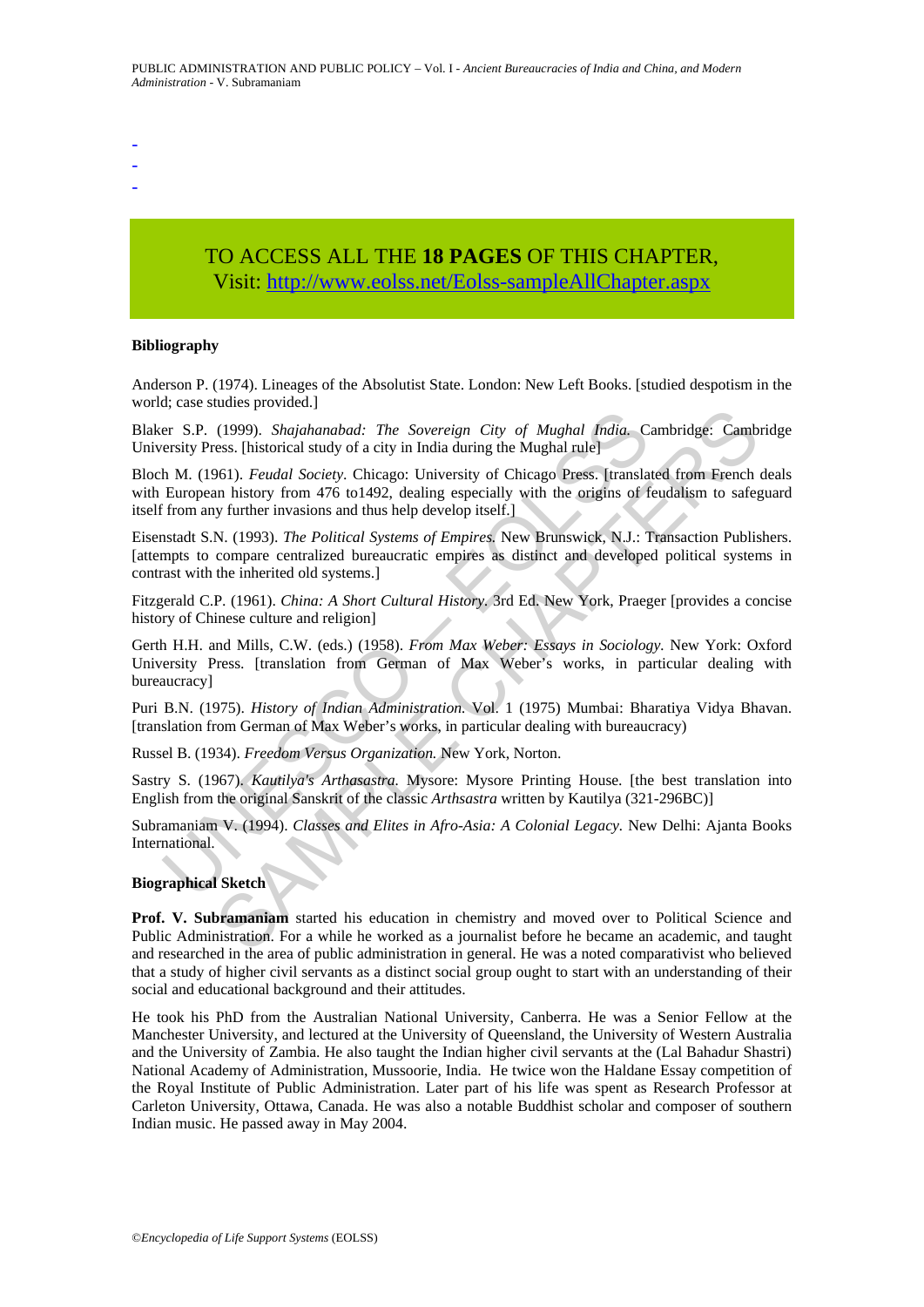-
-
-

TO ACCESS ALL THE **18 PAGES** OF THIS CHAPTER,
Visit: http://www.eolss.net/Eolss-sampleAllChapter.aspx

**Bibliography**

Anderson P. (1974). Lineages of the Absolutist State. London: New Left Books. [studied despotism in the world; case studies provided.]

Blaker S.P. (1999). *Shajahanabad: The Sovereign City of Mughal India.* Cambridge: Cambridge University Press. [historical study of a city in India during the Mughal rule]

Bloch M. (1961). *Feudal Society*. Chicago: University of Chicago Press. [translated from French deals with European history from 476 to1492, dealing especially with the origins of feudalism to safeguard itself from any further invasions and thus help develop itself.]

Eisenstadt S.N. (1993). *The Political Systems of Empires.* New Brunswick, N.J.: Transaction Publishers. [attempts to compare centralized bureaucratic empires as distinct and developed political systems in contrast with the inherited old systems.]

Fitzgerald C.P. (1961). *China: A Short Cultural History.* 3rd Ed. New York, Praeger [provides a concise history of Chinese culture and religion]

Gerth H.H. and Mills, C.W. (eds.) (1958). *From Max Weber: Essays in Sociology.* New York: Oxford University Press. [translation from German of Max Weber's works, in particular dealing with bureaucracy]

Puri B.N. (1975). *History of Indian Administration.* Vol. 1 (1975) Mumbai: Bharatiya Vidya Bhavan. [translation from German of Max Weber's works, in particular dealing with bureaucracy)

Russel B. (1934). *Freedom Versus Organization.* New York, Norton.

Sastry S. (1967). *Kautilya's Arthasastra.* Mysore: Mysore Printing House. [the best translation into English from the original Sanskrit of the classic *Arthsastra* written by Kautilya (321-296BC)]

Subramaniam V. (1994). *Classes and Elites in Afro-Asia: A Colonial Legacy.* New Delhi: Ajanta Books International.

**Biographical Sketch**

**Prof. V. Subramaniam** started his education in chemistry and moved over to Political Science and Public Administration. For a while he worked as a journalist before he became an academic, and taught and researched in the area of public administration in general. He was a noted comparativist who believed that a study of higher civil servants as a distinct social group ought to start with an understanding of their social and educational background and their attitudes.

He took his PhD from the Australian National University, Canberra. He was a Senior Fellow at the Manchester University, and lectured at the University of Queensland, the University of Western Australia and the University of Zambia. He also taught the Indian higher civil servants at the (Lal Bahadur Shastri) National Academy of Administration, Mussoorie, India. He twice won the Haldane Essay competition of the Royal Institute of Public Administration. Later part of his life was spent as Research Professor at Carleton University, Ottawa, Canada. He was also a notable Buddhist scholar and composer of southern Indian music. He passed away in May 2004.